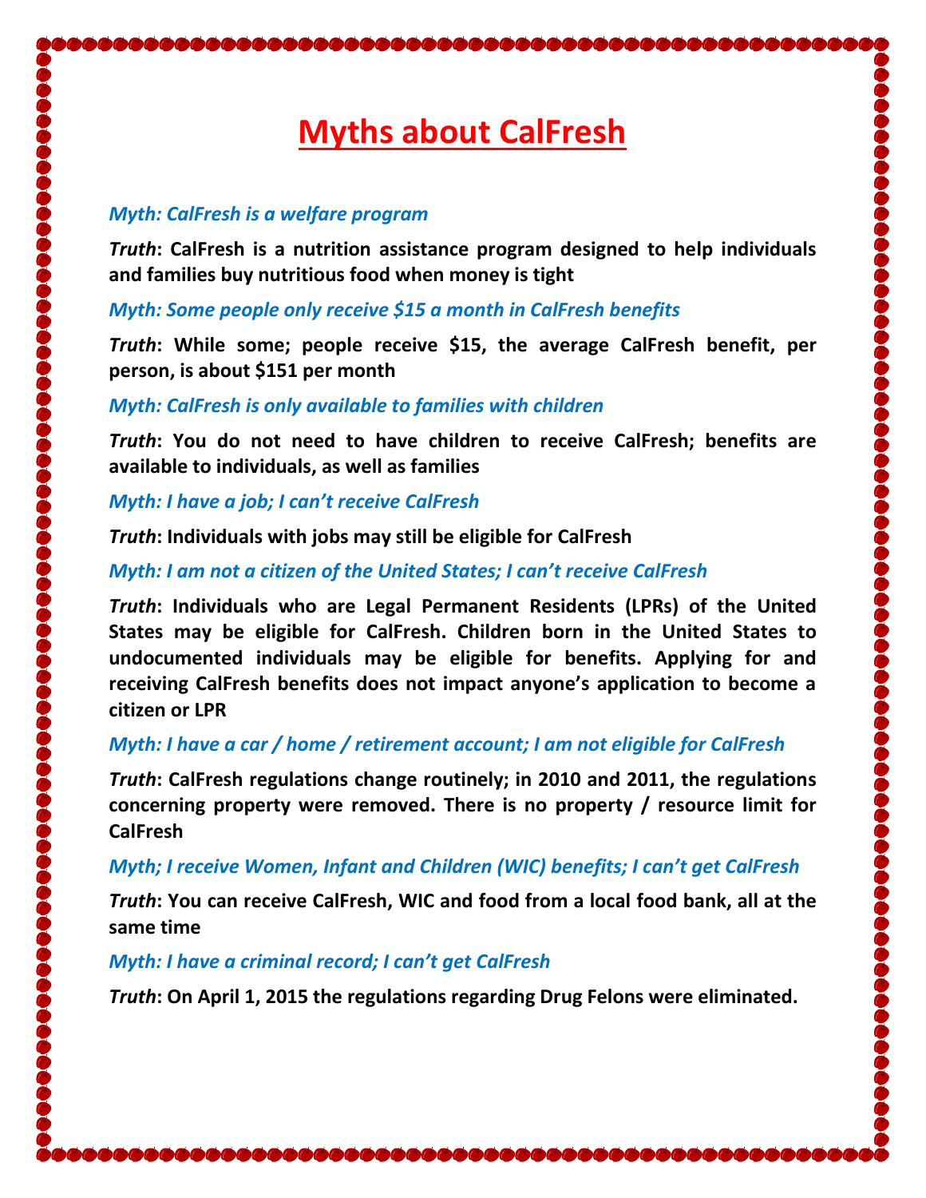# Myths about CalFresh

*Myth: CalFresh is a welfare program*

***Truth*: CalFresh is a nutrition assistance program designed to help individuals and families buy nutritious food when money is tight**

*Myth: Some people only receive $15 a month in CalFresh benefits*

***Truth*: While some; people receive $15, the average CalFresh benefit, per person, is about $151 per month**

*Myth: CalFresh is only available to families with children*

***Truth*: You do not need to have children to receive CalFresh; benefits are available to individuals, as well as families**

*Myth: I have a job; I can't receive CalFresh*

***Truth*: Individuals with jobs may still be eligible for CalFresh**

*Myth: I am not a citizen of the United States; I can't receive CalFresh*

***Truth*: Individuals who are Legal Permanent Residents (LPRs) of the United States may be eligible for CalFresh. Children born in the United States to undocumented individuals may be eligible for benefits. Applying for and receiving CalFresh benefits does not impact anyone's application to become a citizen or LPR**

*Myth: I have a car / home / retirement account; I am not eligible for CalFresh*

***Truth*: CalFresh regulations change routinely; in 2010 and 2011, the regulations concerning property were removed. There is no property / resource limit for CalFresh**

*Myth; I receive Women, Infant and Children (WIC) benefits; I can't get CalFresh*

***Truth*: You can receive CalFresh, WIC and food from a local food bank, all at the same time**

*Myth: I have a criminal record; I can't get CalFresh*

***Truth*: On April 1, 2015 the regulations regarding Drug Felons were eliminated.**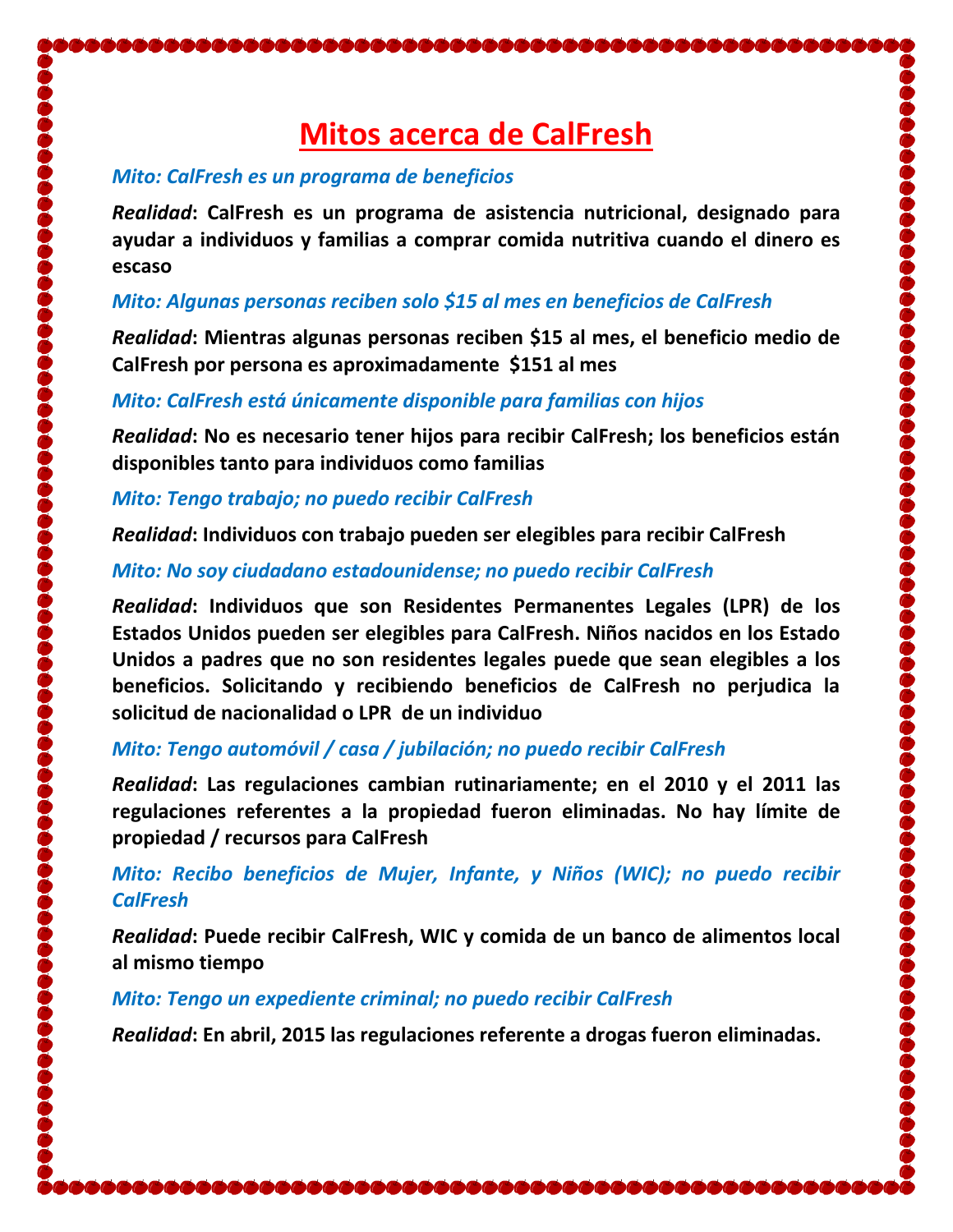# Mitos acerca de CalFresh

***Mito: CalFresh es un programa de beneficios***

***Realidad*: CalFresh es un programa de asistencia nutricional, designado para ayudar a individuos y familias a comprar comida nutritiva cuando el dinero es escaso**

***Mito: Algunas personas reciben solo $15 al mes en beneficios de CalFresh***

***Realidad*: Mientras algunas personas reciben $15 al mes, el beneficio medio de CalFresh por persona es aproximadamente $151 al mes**

***Mito: CalFresh está únicamente disponible para familias con hijos***

***Realidad*: No es necesario tener hijos para recibir CalFresh; los beneficios están disponibles tanto para individuos como familias**

***Mito: Tengo trabajo; no puedo recibir CalFresh***

***Realidad*: Individuos con trabajo pueden ser elegibles para recibir CalFresh**

***Mito: No soy ciudadano estadounidense; no puedo recibir CalFresh***

***Realidad*: Individuos que son Residentes Permanentes Legales (LPR) de los Estados Unidos pueden ser elegibles para CalFresh. Niños nacidos en los Estado Unidos a padres que no son residentes legales puede que sean elegibles a los beneficios. Solicitando y recibiendo beneficios de CalFresh no perjudica la solicitud de nacionalidad o LPR de un individuo**

***Mito: Tengo automóvil / casa / jubilación; no puedo recibir CalFresh***

***Realidad*: Las regulaciones cambian rutinariamente; en el 2010 y el 2011 las regulaciones referentes a la propiedad fueron eliminadas. No hay límite de propiedad / recursos para CalFresh**

***Mito: Recibo beneficios de Mujer, Infante, y Niños (WIC); no puedo recibir CalFresh***

***Realidad*: Puede recibir CalFresh, WIC y comida de un banco de alimentos local al mismo tiempo**

***Mito: Tengo un expediente criminal; no puedo recibir CalFresh***

***Realidad*: En abril, 2015 las regulaciones referente a drogas fueron eliminadas.**